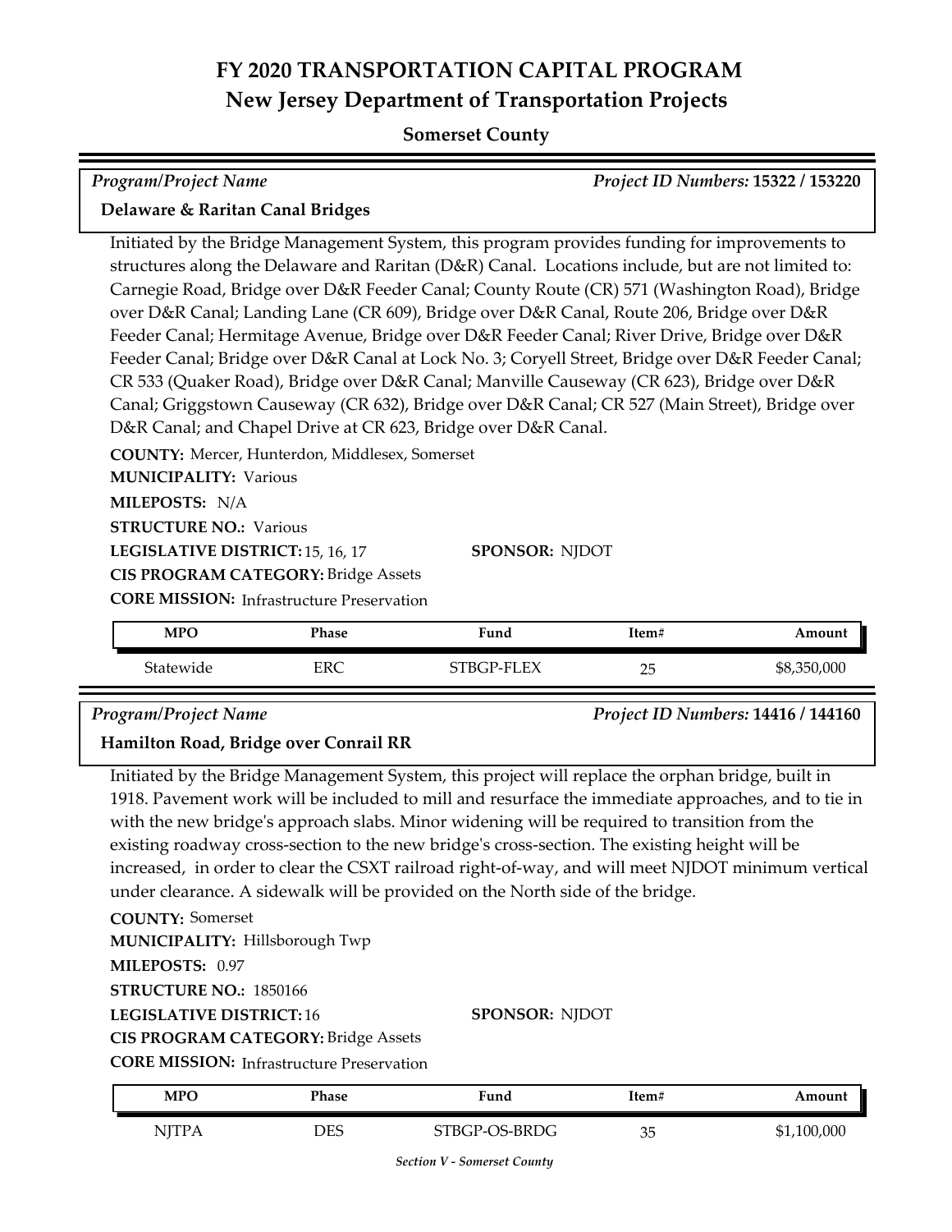# FY 2020 TRANSPORTATION CAPITAL PROGRAM
## New Jersey Department of Transportation Projects

**Somerset County**

*Program/Project Name* — *Project ID Numbers:* **15322 / 153220**

**Delaware & Raritan Canal Bridges**

Initiated by the Bridge Management System, this program provides funding for improvements to structures along the Delaware and Raritan (D&R) Canal. Locations include, but are not limited to: Carnegie Road, Bridge over D&R Feeder Canal; County Route (CR) 571 (Washington Road), Bridge over D&R Canal; Landing Lane (CR 609), Bridge over D&R Canal, Route 206, Bridge over D&R Feeder Canal; Hermitage Avenue, Bridge over D&R Feeder Canal; River Drive, Bridge over D&R Feeder Canal; Bridge over D&R Canal at Lock No. 3; Coryell Street, Bridge over D&R Feeder Canal; CR 533 (Quaker Road), Bridge over D&R Canal; Manville Causeway (CR 623), Bridge over D&R Canal; Griggstown Causeway (CR 632), Bridge over D&R Canal; CR 527 (Main Street), Bridge over D&R Canal; and Chapel Drive at CR 623, Bridge over D&R Canal.

**COUNTY:** Mercer, Hunterdon, Middlesex, Somerset
**MUNICIPALITY:** Various
**MILEPOSTS:** N/A
**STRUCTURE NO.:** Various
**LEGISLATIVE DISTRICT:** 15, 16, 17
**SPONSOR:** NJDOT
**CIS PROGRAM CATEGORY:** Bridge Assets
**CORE MISSION:** Infrastructure Preservation

| MPO | Phase | Fund | Item# | Amount |
|---|---|---|---|---|
| Statewide | ERC | STBGP-FLEX | 25 | $8,350,000 |

*Program/Project Name* — *Project ID Numbers:* **14416 / 144160**

**Hamilton Road, Bridge over Conrail RR**

Initiated by the Bridge Management System, this project will replace the orphan bridge, built in 1918. Pavement work will be included to mill and resurface the immediate approaches, and to tie in with the new bridge's approach slabs. Minor widening will be required to transition from the existing roadway cross-section to the new bridge's cross-section. The existing height will be increased, in order to clear the CSXT railroad right-of-way, and will meet NJDOT minimum vertical under clearance. A sidewalk will be provided on the North side of the bridge.

**COUNTY:** Somerset
**MUNICIPALITY:** Hillsborough Twp
**MILEPOSTS:** 0.97
**STRUCTURE NO.:** 1850166
**LEGISLATIVE DISTRICT:** 16
**SPONSOR:** NJDOT
**CIS PROGRAM CATEGORY:** Bridge Assets
**CORE MISSION:** Infrastructure Preservation

| MPO | Phase | Fund | Item# | Amount |
|---|---|---|---|---|
| NJTPA | DES | STBGP-OS-BRDG | 35 | $1,100,000 |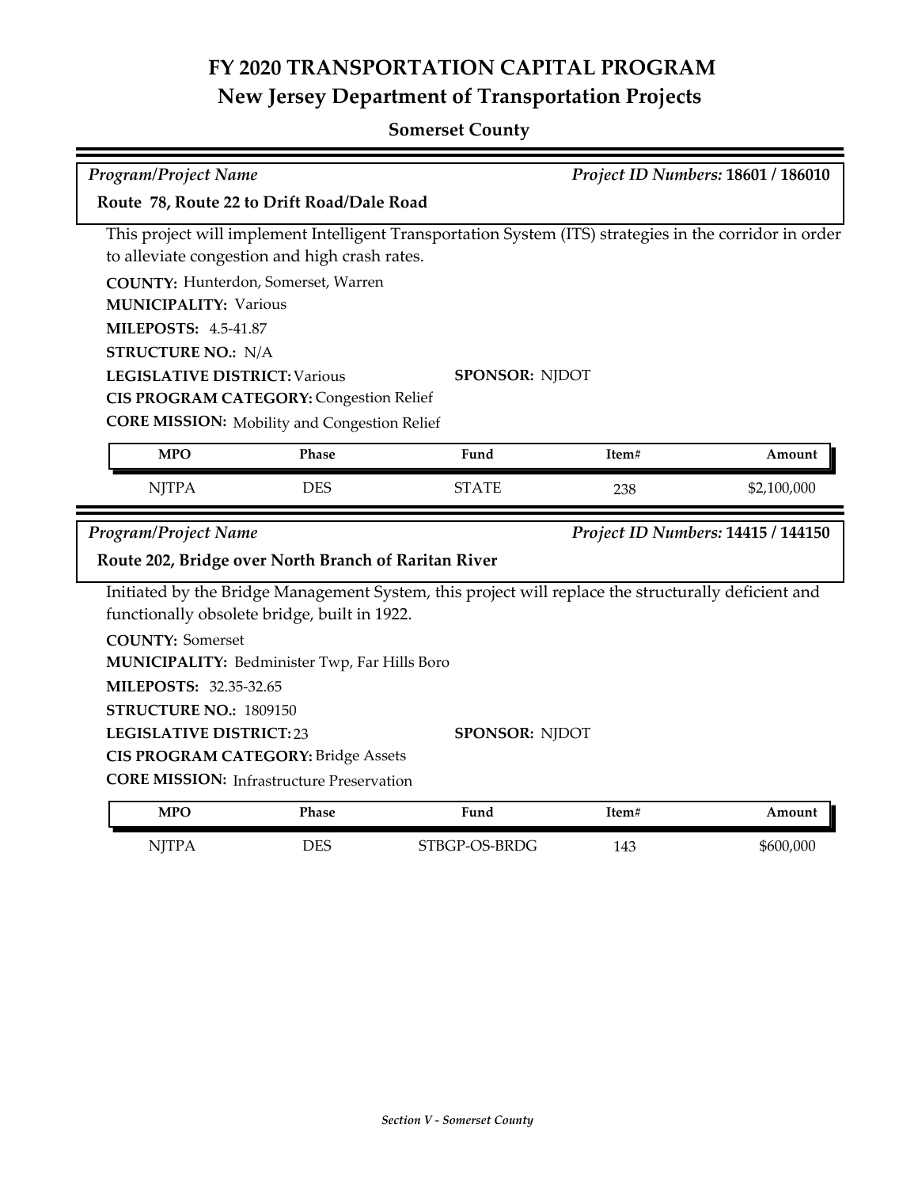# FY 2020 TRANSPORTATION CAPITAL PROGRAM
## New Jersey Department of Transportation Projects

### Somerset County

*Program/Project Name* — *Project ID Numbers:* **18601 / 186010**

**Route 78, Route 22 to Drift Road/Dale Road**

This project will implement Intelligent Transportation System (ITS) strategies in the corridor in order to alleviate congestion and high crash rates.

**COUNTY:** Hunterdon, Somerset, Warren
**MUNICIPALITY:** Various
**MILEPOSTS:** 4.5-41.87
**STRUCTURE NO.:** N/A
**LEGISLATIVE DISTRICT:** Various
**SPONSOR:** NJDOT
**CIS PROGRAM CATEGORY:** Congestion Relief
**CORE MISSION:** Mobility and Congestion Relief

| MPO | Phase | Fund | Item# | Amount |
|---|---|---|---|---|
| NJTPA | DES | STATE | 238 | $2,100,000 |

*Program/Project Name* — *Project ID Numbers:* **14415 / 144150**

**Route 202, Bridge over North Branch of Raritan River**

Initiated by the Bridge Management System, this project will replace the structurally deficient and functionally obsolete bridge, built in 1922.

**COUNTY:** Somerset
**MUNICIPALITY:** Bedminister Twp, Far Hills Boro
**MILEPOSTS:** 32.35-32.65
**STRUCTURE NO.:** 1809150
**LEGISLATIVE DISTRICT:** 23
**SPONSOR:** NJDOT
**CIS PROGRAM CATEGORY:** Bridge Assets
**CORE MISSION:** Infrastructure Preservation

| MPO | Phase | Fund | Item# | Amount |
|---|---|---|---|---|
| NJTPA | DES | STBGP-OS-BRDG | 143 | $600,000 |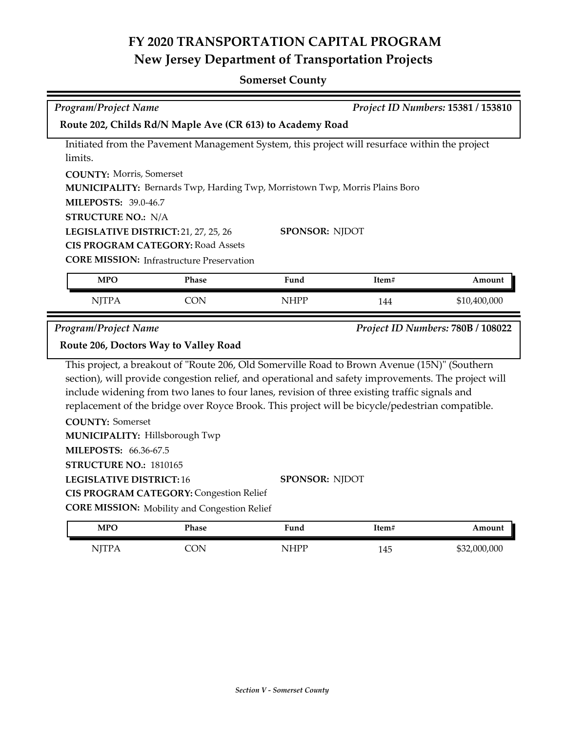# FY 2020 TRANSPORTATION CAPITAL PROGRAM
## New Jersey Department of Transportation Projects

### Somerset County

*Program/Project Name* *Project ID Numbers:* **15381 / 153810**

**Route 202, Childs Rd/N Maple Ave (CR 613) to Academy Road**

Initiated from the Pavement Management System, this project will resurface within the project limits.

**COUNTY:** Morris, Somerset
**MUNICIPALITY:** Bernards Twp, Harding Twp, Morristown Twp, Morris Plains Boro
**MILEPOSTS:** 39.0-46.7
**STRUCTURE NO.:** N/A
**LEGISLATIVE DISTRICT:** 21, 27, 25, 26
**SPONSOR:** NJDOT
**CIS PROGRAM CATEGORY:** Road Assets
**CORE MISSION:** Infrastructure Preservation

| MPO | Phase | Fund | Item# | Amount |
|---|---|---|---|---|
| NJTPA | CON | NHPP | 144 | $10,400,000 |

*Program/Project Name* *Project ID Numbers:* **780B / 108022**

**Route 206, Doctors Way to Valley Road**

This project, a breakout of "Route 206, Old Somerville Road to Brown Avenue (15N)" (Southern section), will provide congestion relief, and operational and safety improvements. The project will include widening from two lanes to four lanes, revision of three existing traffic signals and replacement of the bridge over Royce Brook. This project will be bicycle/pedestrian compatible.

**COUNTY:** Somerset
**MUNICIPALITY:** Hillsborough Twp
**MILEPOSTS:** 66.36-67.5
**STRUCTURE NO.:** 1810165
**LEGISLATIVE DISTRICT:** 16
**SPONSOR:** NJDOT
**CIS PROGRAM CATEGORY:** Congestion Relief
**CORE MISSION:** Mobility and Congestion Relief

| MPO | Phase | Fund | Item# | Amount |
|---|---|---|---|---|
| NJTPA | CON | NHPP | 145 | $32,000,000 |